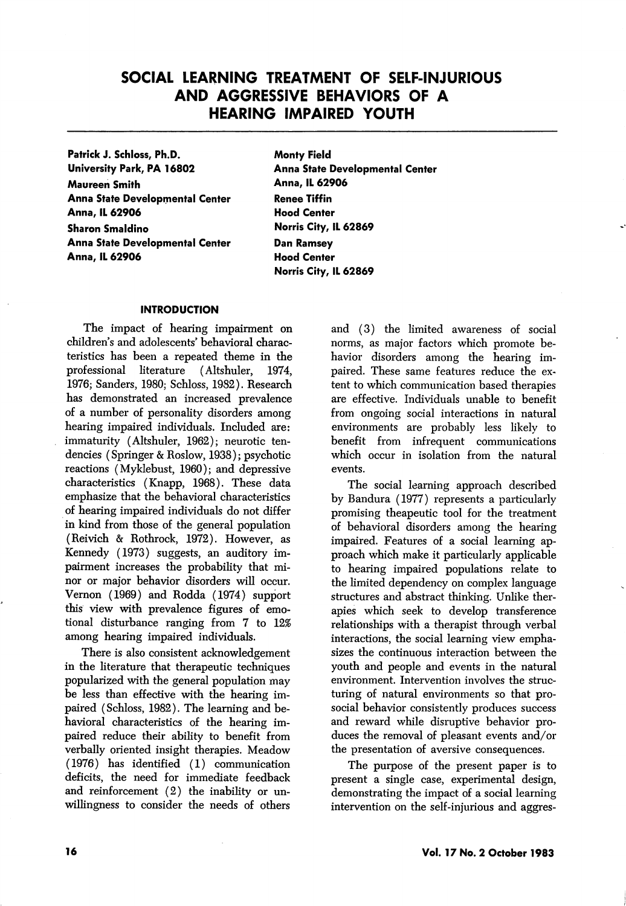# SOCIAL LEARNING TREATMENT OF SELF-INJURIOUS AND AGGRESSIVE BEHAVIORS OF A HEARING IMPAIRED YOUTH

**Patrick J. Schloss, Ph.D.**
**University Park, PA 16802**

**Maureen Smith**
**Anna State Developmental Center**
**Anna, IL 62906**

**Sharon Smaldino**
**Anna State Developmental Center**
**Anna, IL 62906**

**Monty Field**
**Anna State Developmental Center**
**Anna, IL 62906**

**Renee Tiffin**
**Hood Center**
**Norris City, IL 62869**

**Dan Ramsey**
**Hood Center**
**Norris City, IL 62869**

## INTRODUCTION

The impact of hearing impairment on children's and adolescents' behavioral characteristics has been a repeated theme in the professional literature (Altshuler, 1974, 1976; Sanders, 1980; Schloss, 1982). Research has demonstrated an increased prevalence of a number of personality disorders among hearing impaired individuals. Included are: immaturity (Altshuler, 1962); neurotic tendencies (Springer & Roslow, 1938); psychotic reactions (Myklebust, 1960); and depressive characteristics (Knapp, 1968). These data emphasize that the behavioral characteristics of hearing impaired individuals do not differ in kind from those of the general population (Reivich & Rothrock, 1972). However, as Kennedy (1973) suggests, an auditory impairment increases the probability that minor or major behavior disorders will occur. Vernon (1969) and Rodda (1974) support this view with prevalence figures of emotional disturbance ranging from 7 to 12% among hearing impaired individuals.

There is also consistent acknowledgement in the literature that therapeutic techniques popularized with the general population may be less than effective with the hearing impaired (Schloss, 1982). The learning and behavioral characteristics of the hearing impaired reduce their ability to benefit from verbally oriented insight therapies. Meadow (1976) has identified (1) communication deficits, the need for immediate feedback and reinforcement (2) the inability or unwillingness to consider the needs of others and (3) the limited awareness of social norms, as major factors which promote behavior disorders among the hearing impaired. These same features reduce the extent to which communication based therapies are effective. Individuals unable to benefit from ongoing social interactions in natural environments are probably less likely to benefit from infrequent communications which occur in isolation from the natural events.

The social learning approach described by Bandura (1977) represents a particularly promising theapeutic tool for the treatment of behavioral disorders among the hearing impaired. Features of a social learning approach which make it particularly applicable to hearing impaired populations relate to the limited dependency on complex language structures and abstract thinking. Unlike therapies which seek to develop transference relationships with a therapist through verbal interactions, the social learning view emphasizes the continuous interaction between the youth and people and events in the natural environment. Intervention involves the structuring of natural environments so that prosocial behavior consistently produces success and reward while disruptive behavior produces the removal of pleasant events and/or the presentation of aversive consequences.

The purpose of the present paper is to present a single case, experimental design, demonstrating the impact of a social learning intervention on the self-injurious and aggres-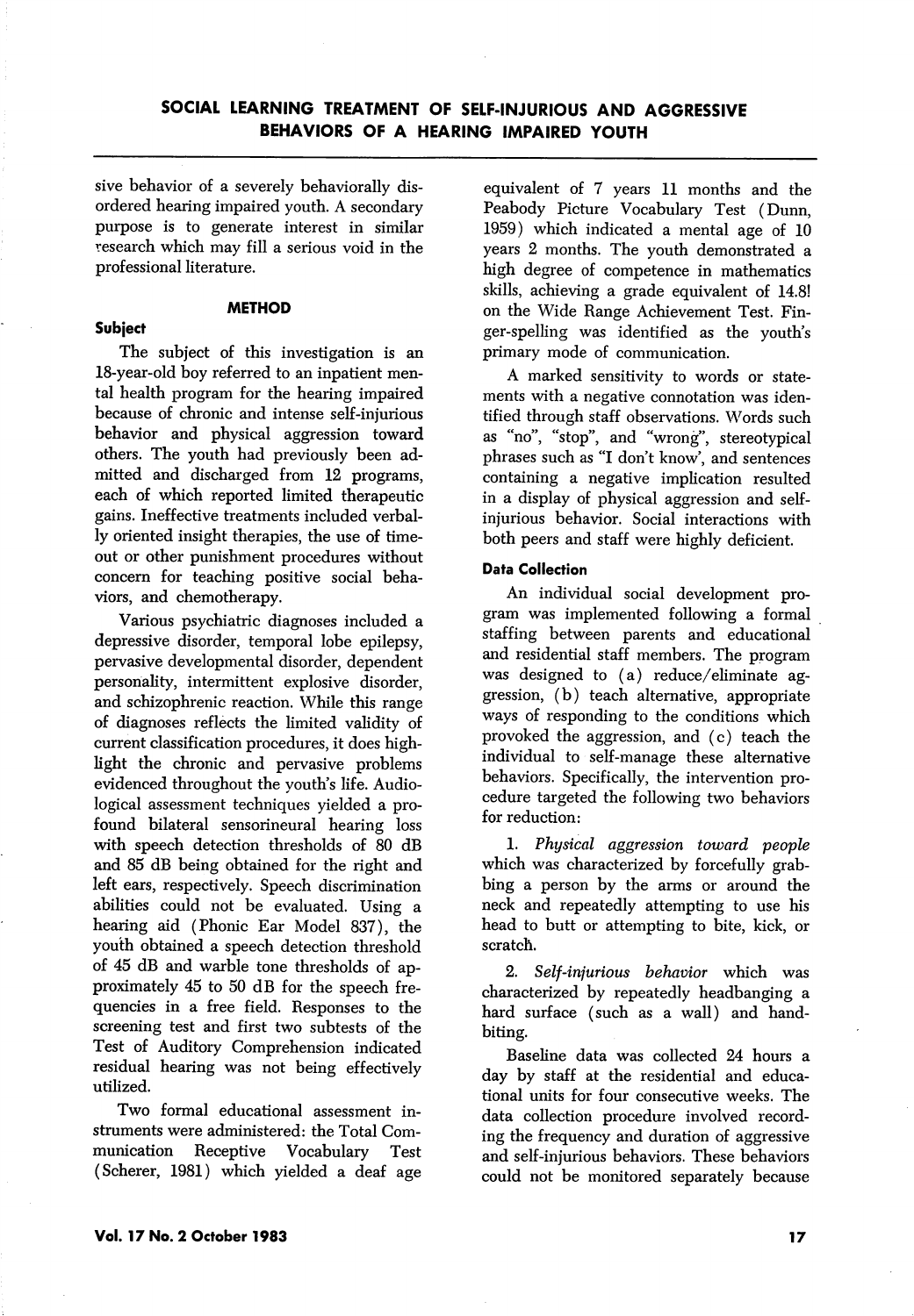sive behavior of a severely behaviorally disordered hearing impaired youth. A secondary purpose is to generate interest in similar research which may fill a serious void in the professional literature.

## METHOD

### Subject

The subject of this investigation is an 18-year-old boy referred to an inpatient mental health program for the hearing impaired because of chronic and intense self-injurious behavior and physical aggression toward others. The youth had previously been admitted and discharged from 12 programs, each of which reported limited therapeutic gains. Ineffective treatments included verbally oriented insight therapies, the use of time-out or other punishment procedures without concern for teaching positive social behaviors, and chemotherapy.

Various psychiatric diagnoses included a depressive disorder, temporal lobe epilepsy, pervasive developmental disorder, dependent personality, intermittent explosive disorder, and schizophrenic reaction. While this range of diagnoses reflects the limited validity of current classification procedures, it does highlight the chronic and pervasive problems evidenced throughout the youth's life. Audiological assessment techniques yielded a profound bilateral sensorineural hearing loss with speech detection thresholds of 80 dB and 85 dB being obtained for the right and left ears, respectively. Speech discrimination abilities could not be evaluated. Using a hearing aid (Phonic Ear Model 837), the youth obtained a speech detection threshold of 45 dB and warble tone thresholds of approximately 45 to 50 dB for the speech frequencies in a free field. Responses to the screening test and first two subtests of the Test of Auditory Comprehension indicated residual hearing was not being effectively utilized.

Two formal educational assessment instruments were administered: the Total Communication Receptive Vocabulary Test (Scherer, 1981) which yielded a deaf age equivalent of 7 years 11 months and the Peabody Picture Vocabulary Test (Dunn, 1959) which indicated a mental age of 10 years 2 months. The youth demonstrated a high degree of competence in mathematics skills, achieving a grade equivalent of 14.8! on the Wide Range Achievement Test. Finger-spelling was identified as the youth's primary mode of communication.

A marked sensitivity to words or statements with a negative connotation was identified through staff observations. Words such as "no", "stop", and "wrong", stereotypical phrases such as "I don't know', and sentences containing a negative implication resulted in a display of physical aggression and self-injurious behavior. Social interactions with both peers and staff were highly deficient.

### Data Collection

An individual social development program was implemented following a formal staffing between parents and educational and residential staff members. The program was designed to (a) reduce/eliminate aggression, (b) teach alternative, appropriate ways of responding to the conditions which provoked the aggression, and (c) teach the individual to self-manage these alternative behaviors. Specifically, the intervention procedure targeted the following two behaviors for reduction:

1. *Physical aggression toward people* which was characterized by forcefully grabbing a person by the arms or around the neck and repeatedly attempting to use his head to butt or attempting to bite, kick, or scratch.

2. *Self-injurious behavior* which was characterized by repeatedly headbanging a hard surface (such as a wall) and hand-biting.

Baseline data was collected 24 hours a day by staff at the residential and educational units for four consecutive weeks. The data collection procedure involved recording the frequency and duration of aggressive and self-injurious behaviors. These behaviors could not be monitored separately because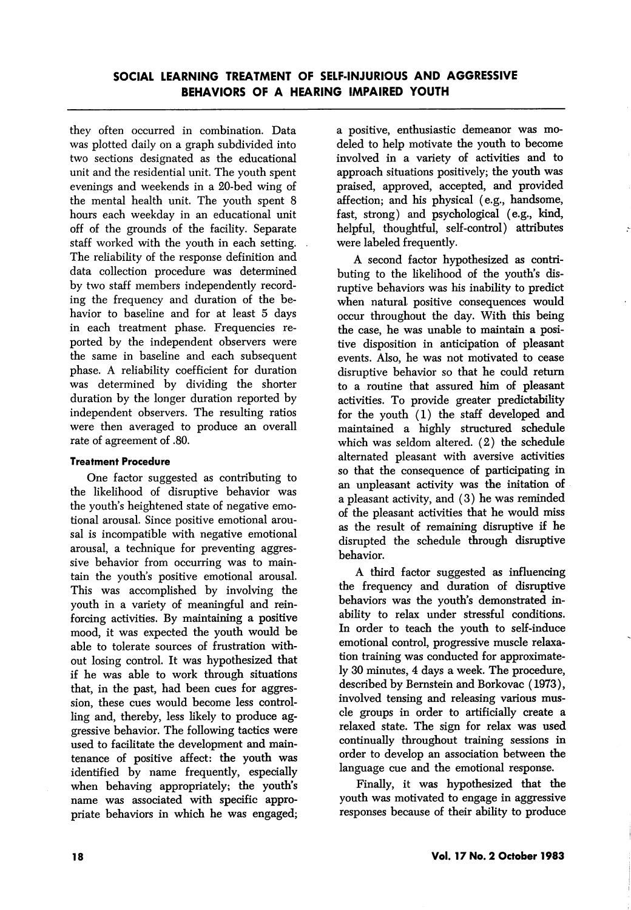they often occurred in combination. Data was plotted daily on a graph subdivided into two sections designated as the educational unit and the residential unit. The youth spent evenings and weekends in a 20-bed wing of the mental health unit. The youth spent 8 hours each weekday in an educational unit off of the grounds of the facility. Separate staff worked with the youth in each setting. The reliability of the response definition and data collection procedure was determined by two staff members independently recording the frequency and duration of the behavior to baseline and for at least 5 days in each treatment phase. Frequencies reported by the independent observers were the same in baseline and each subsequent phase. A reliability coefficient for duration was determined by dividing the shorter duration by the longer duration reported by independent observers. The resulting ratios were then averaged to produce an overall rate of agreement of .80.

### Treatment Procedure

One factor suggested as contributing to the likelihood of disruptive behavior was the youth's heightened state of negative emotional arousal. Since positive emotional arousal is incompatible with negative emotional arousal, a technique for preventing aggressive behavior from occurring was to maintain the youth's positive emotional arousal. This was accomplished by involving the youth in a variety of meaningful and reinforcing activities. By maintaining a positive mood, it was expected the youth would be able to tolerate sources of frustration without losing control. It was hypothesized that if he was able to work through situations that, in the past, had been cues for aggression, these cues would become less controlling and, thereby, less likely to produce aggressive behavior. The following tactics were used to facilitate the development and maintenance of positive affect: the youth was identified by name frequently, especially when behaving appropriately; the youth's name was associated with specific appropriate behaviors in which he was engaged; a positive, enthusiastic demeanor was modeled to help motivate the youth to become involved in a variety of activities and to approach situations positively; the youth was praised, approved, accepted, and provided affection; and his physical (e.g., handsome, fast, strong) and psychological (e.g., kind, helpful, thoughtful, self-control) attributes were labeled frequently.

A second factor hypothesized as contributing to the likelihood of the youth's disruptive behaviors was his inability to predict when natural positive consequences would occur throughout the day. With this being the case, he was unable to maintain a positive disposition in anticipation of pleasant events. Also, he was not motivated to cease disruptive behavior so that he could return to a routine that assured him of pleasant activities. To provide greater predictability for the youth (1) the staff developed and maintained a highly structured schedule which was seldom altered. (2) the schedule alternated pleasant with aversive activities so that the consequence of participating in an unpleasant activity was the initation of a pleasant activity, and (3) he was reminded of the pleasant activities that he would miss as the result of remaining disruptive if he disrupted the schedule through disruptive behavior.

A third factor suggested as influencing the frequency and duration of disruptive behaviors was the youth's demonstrated inability to relax under stressful conditions. In order to teach the youth to self-induce emotional control, progressive muscle relaxation training was conducted for approximately 30 minutes, 4 days a week. The procedure, described by Bernstein and Borkovac (1973), involved tensing and releasing various muscle groups in order to artificially create a relaxed state. The sign for relax was used continually throughout training sessions in order to develop an association between the language cue and the emotional response.

Finally, it was hypothesized that the youth was motivated to engage in aggressive responses because of their ability to produce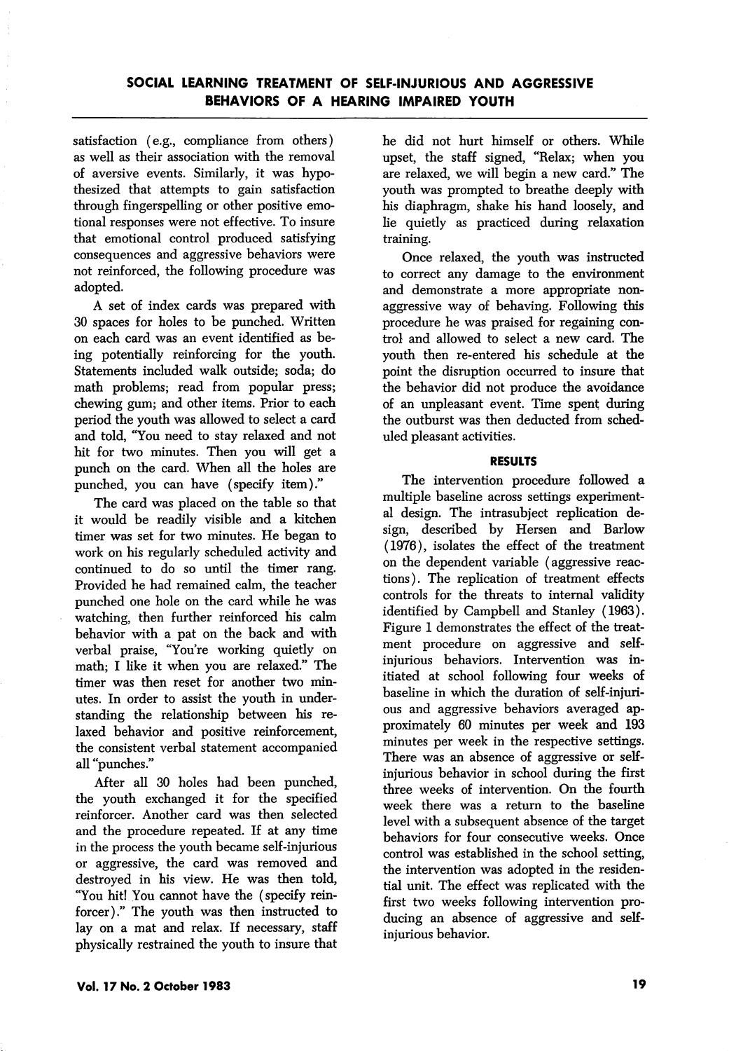satisfaction (e.g., compliance from others) as well as their association with the removal of aversive events. Similarly, it was hypothesized that attempts to gain satisfaction through fingerspelling or other positive emotional responses were not effective. To insure that emotional control produced satisfying consequences and aggressive behaviors were not reinforced, the following procedure was adopted.

A set of index cards was prepared with 30 spaces for holes to be punched. Written on each card was an event identified as being potentially reinforcing for the youth. Statements included walk outside; soda; do math problems; read from popular press; chewing gum; and other items. Prior to each period the youth was allowed to select a card and told, "You need to stay relaxed and not hit for two minutes. Then you will get a punch on the card. When all the holes are punched, you can have (specify item)."

The card was placed on the table so that it would be readily visible and a kitchen timer was set for two minutes. He began to work on his regularly scheduled activity and continued to do so until the timer rang. Provided he had remained calm, the teacher punched one hole on the card while he was watching, then further reinforced his calm behavior with a pat on the back and with verbal praise, "You're working quietly on math; I like it when you are relaxed." The timer was then reset for another two minutes. In order to assist the youth in understanding the relationship between his relaxed behavior and positive reinforcement, the consistent verbal statement accompanied all "punches."

After all 30 holes had been punched, the youth exchanged it for the specified reinforcer. Another card was then selected and the procedure repeated. If at any time in the process the youth became self-injurious or aggressive, the card was removed and destroyed in his view. He was then told, "You hit! You cannot have the (specify reinforcer)." The youth was then instructed to lay on a mat and relax. If necessary, staff physically restrained the youth to insure that he did not hurt himself or others. While upset, the staff signed, "Relax; when you are relaxed, we will begin a new card." The youth was prompted to breathe deeply with his diaphragm, shake his hand loosely, and lie quietly as practiced during relaxation training.

Once relaxed, the youth was instructed to correct any damage to the environment and demonstrate a more appropriate nonaggressive way of behaving. Following this procedure he was praised for regaining control and allowed to select a new card. The youth then re-entered his schedule at the point the disruption occurred to insure that the behavior did not produce the avoidance of an unpleasant event. Time spent during the outburst was then deducted from scheduled pleasant activities.

## RESULTS

The intervention procedure followed a multiple baseline across settings experimental design. The intrasubject replication design, described by Hersen and Barlow (1976), isolates the effect of the treatment on the dependent variable (aggressive reactions). The replication of treatment effects controls for the threats to internal validity identified by Campbell and Stanley (1963). Figure 1 demonstrates the effect of the treatment procedure on aggressive and self-injurious behaviors. Intervention was initiated at school following four weeks of baseline in which the duration of self-injurious and aggressive behaviors averaged approximately 60 minutes per week and 193 minutes per week in the respective settings. There was an absence of aggressive or self-injurious behavior in school during the first three weeks of intervention. On the fourth week there was a return to the baseline level with a subsequent absence of the target behaviors for four consecutive weeks. Once control was established in the school setting, the intervention was adopted in the residential unit. The effect was replicated with the first two weeks following intervention producing an absence of aggressive and self-injurious behavior.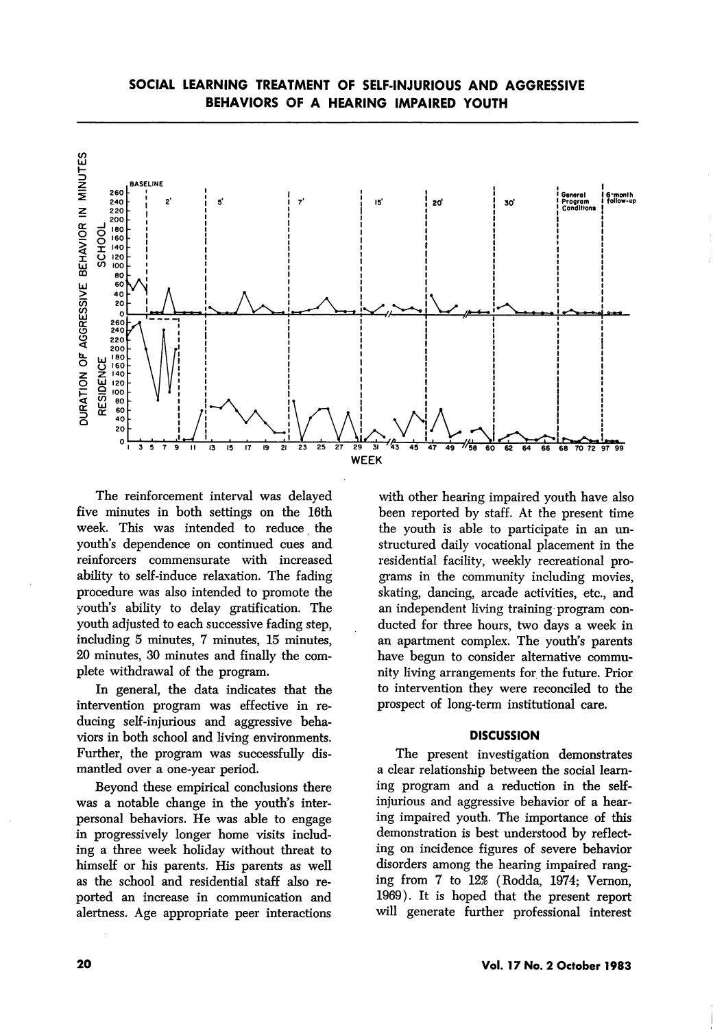## SOCIAL LEARNING TREATMENT OF SELF-INJURIOUS AND AGGRESSIVE BEHAVIORS OF A HEARING IMPAIRED YOUTH

The reinforcement interval was delayed five minutes in both settings on the 16th week. This was intended to reduce the youth's dependence on continued cues and reinforcers commensurate with increased ability to self-induce relaxation. The fading procedure was also intended to promote the youth's ability to delay gratification. The youth adjusted to each successive fading step, including 5 minutes, 7 minutes, 15 minutes, 20 minutes, 30 minutes and finally the complete withdrawal of the program.

In general, the data indicates that the intervention program was effective in reducing self-injurious and aggressive behaviors in both school and living environments. Further, the program was successfully dismantled over a one-year period.

Beyond these empirical conclusions there was a notable change in the youth's interpersonal behaviors. He was able to engage in progressively longer home visits including a three week holiday without threat to himself or his parents. His parents as well as the school and residential staff also reported an increase in communication and alertness. Age appropriate peer interactions with other hearing impaired youth have also been reported by staff. At the present time the youth is able to participate in an unstructured daily vocational placement in the residential facility, weekly recreational programs in the community including movies, skating, dancing, arcade activities, etc., and an independent living training program conducted for three hours, two days a week in an apartment complex. The youth's parents have begun to consider alternative community living arrangements for the future. Prior to intervention they were reconciled to the prospect of long-term institutional care.

### DISCUSSION

The present investigation demonstrates a clear relationship between the social learning program and a reduction in the self-injurious and aggressive behavior of a hearing impaired youth. The importance of this demonstration is best understood by reflecting on incidence figures of severe behavior disorders among the hearing impaired ranging from 7 to 12% (Rodda, 1974; Vernon, 1969). It is hoped that the present report will generate further professional interest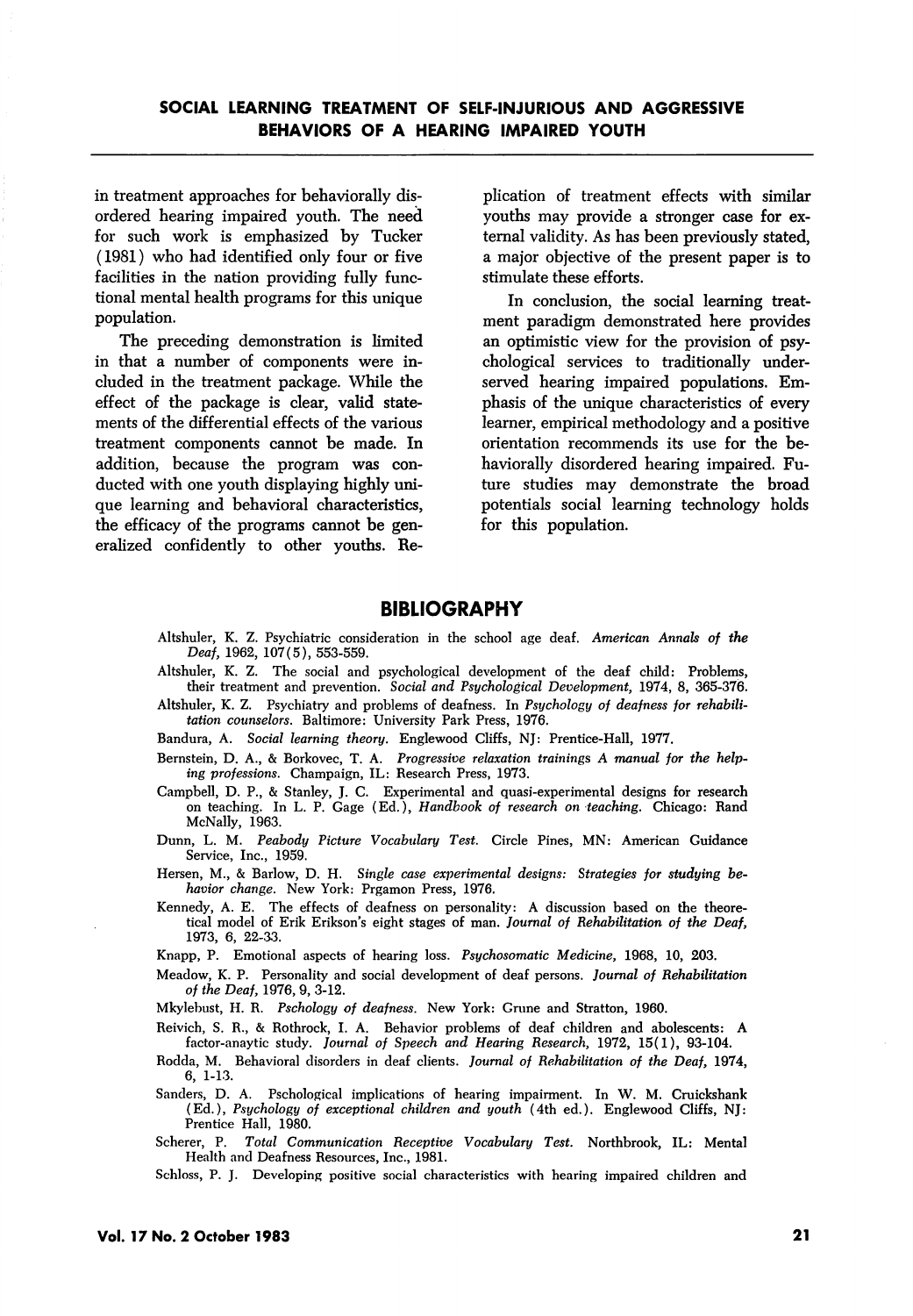in treatment approaches for behaviorally disordered hearing impaired youth. The need for such work is emphasized by Tucker (1981) who had identified only four or five facilities in the nation providing fully functional mental health programs for this unique population.

The preceding demonstration is limited in that a number of components were included in the treatment package. While the effect of the package is clear, valid statements of the differential effects of the various treatment components cannot be made. In addition, because the program was conducted with one youth displaying highly unique learning and behavioral characteristics, the efficacy of the programs cannot be generalized confidently to other youths. Replication of treatment effects with similar youths may provide a stronger case for external validity. As has been previously stated, a major objective of the present paper is to stimulate these efforts.

In conclusion, the social learning treatment paradigm demonstrated here provides an optimistic view for the provision of psychological services to traditionally underserved hearing impaired populations. Emphasis of the unique characteristics of every learner, empirical methodology and a positive orientation recommends its use for the behaviorally disordered hearing impaired. Future studies may demonstrate the broad potentials social learning technology holds for this population.

## BIBLIOGRAPHY

Altshuler, K. Z. Psychiatric consideration in the school age deaf. *American Annals of the Deaf*, 1962, 107(5), 553-559.

Altshuler, K. Z. The social and psychological development of the deaf child: Problems, their treatment and prevention. *Social and Psychological Development*, 1974, 8, 365-376.

Altshuler, K. Z. Psychiatry and problems of deafness. In *Psychology of deafness for rehabilitation counselors*. Baltimore: University Park Press, 1976.

Bandura, A. *Social learning theory*. Englewood Cliffs, NJ: Prentice-Hall, 1977.

Bernstein, D. A., & Borkovec, T. A. *Progressive relaxation trainings A manual for the helping professions*. Champaign, IL: Research Press, 1973.

Campbell, D. P., & Stanley, J. C. Experimental and quasi-experimental designs for research on teaching. In L. P. Gage (Ed.), *Handbook of research on teaching*. Chicago: Rand McNally, 1963.

Dunn, L. M. *Peabody Picture Vocabulary Test*. Circle Pines, MN: American Guidance Service, Inc., 1959.

Hersen, M., & Barlow, D. H. *Single case experimental designs: Strategies for studying behavior change*. New York: Prgamon Press, 1976.

Kennedy, A. E. The effects of deafness on personality: A discussion based on the theoretical model of Erik Erikson's eight stages of man. *Journal of Rehabilitation of the Deaf*, 1973, 6, 22-33.

Knapp, P. Emotional aspects of hearing loss. *Psychosomatic Medicine*, 1968, 10, 203.

Meadow, K. P. Personality and social development of deaf persons. *Journal of Rehabilitation of the Deaf*, 1976, 9, 3-12.

Mkylebust, H. R. *Pschology of deafness*. New York: Grune and Stratton, 1960.

Reivich, S. R., & Rothrock, I. A. Behavior problems of deaf children and abolescents: A factor-anaytic study. *Journal of Speech and Hearing Research*, 1972, 15(1), 93-104.

Rodda, M. Behavioral disorders in deaf clients. *Journal of Rehabilitation of the Deaf*, 1974, 6, 1-13.

Sanders, D. A. Pschological implications of hearing impairment. In W. M. Cruickshank (Ed.), *Psychology of exceptional children and youth* (4th ed.). Englewood Cliffs, NJ: Prentice Hall, 1980.

Scherer, P. *Total Communication Receptive Vocabulary Test*. Northbrook, IL: Mental Health and Deafness Resources, Inc., 1981.

Schloss, P. J. Developing positive social characteristics with hearing impaired children and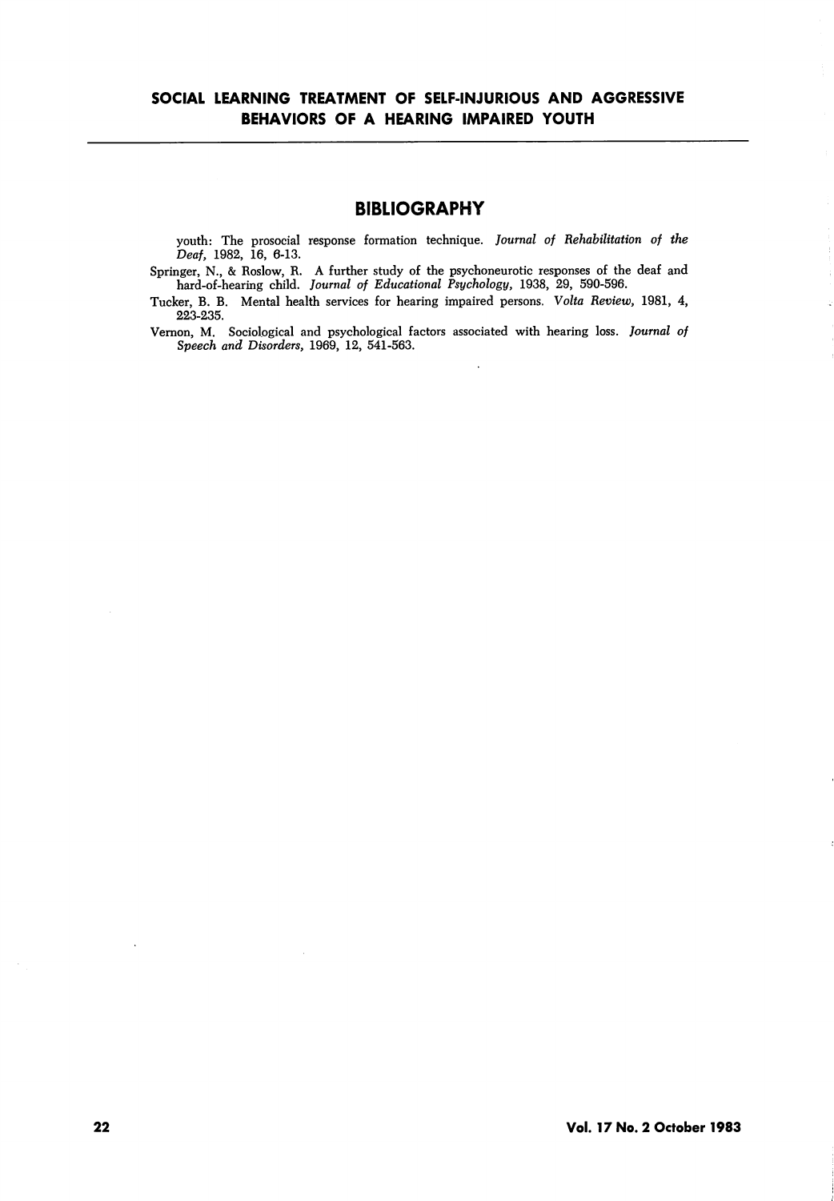## BIBLIOGRAPHY

youth: The prosocial response formation technique. *Journal of Rehabilitation of the Deaf,* 1982, 16, 6-13.

Springer, N., & Roslow, R. A further study of the psychoneurotic responses of the deaf and hard-of-hearing child. *Journal of Educational Psychology,* 1938, 29, 590-596.

Tucker, B. B. Mental health services for hearing impaired persons. *Volta Review,* 1981, 4, 223-235.

Vernon, M. Sociological and psychological factors associated with hearing loss. *Journal of Speech and Disorders,* 1969, 12, 541-563.